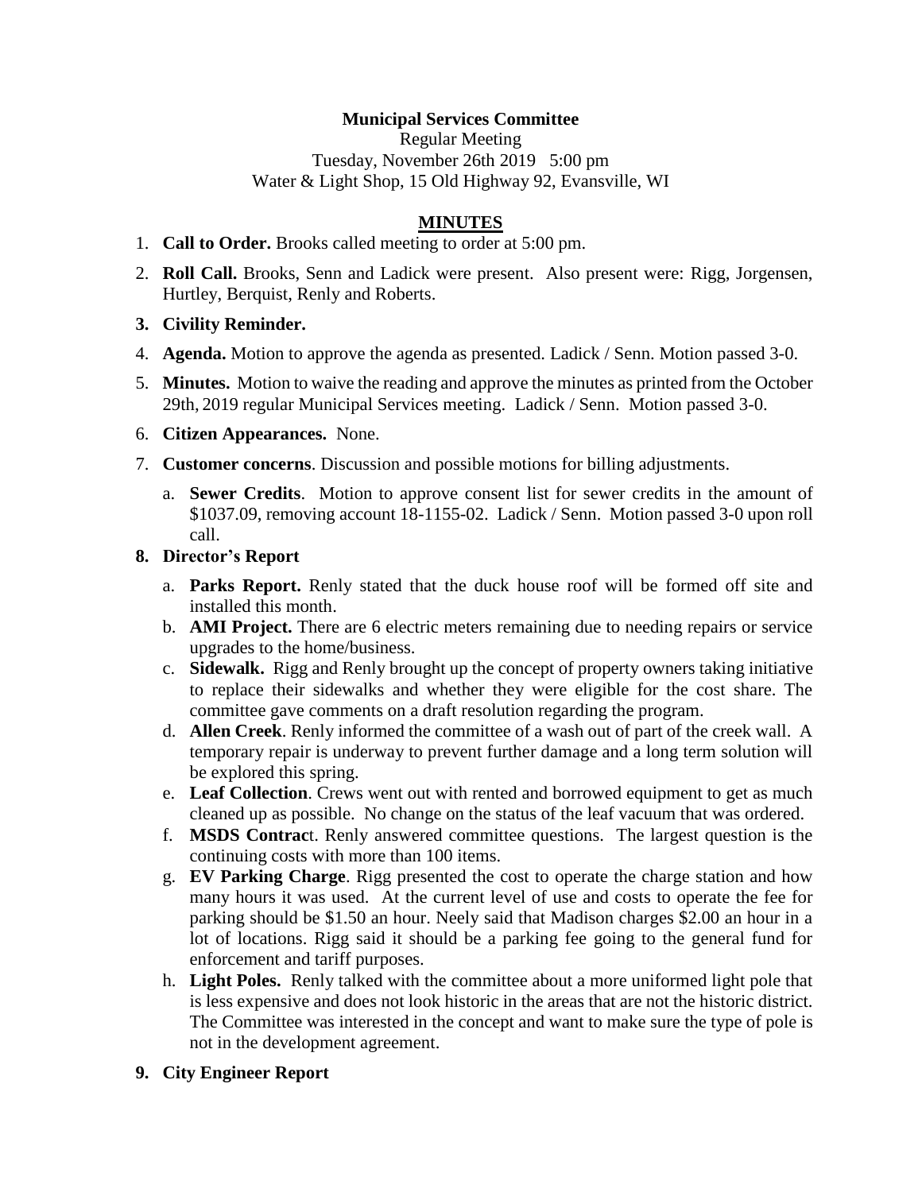**Municipal Services Committee**

Regular Meeting

Tuesday, November 26th 2019 5:00 pm

Water & Light Shop, 15 Old Highway 92, Evansville, WI

**MINUTES**

1. **Call to Order.** Brooks called meeting to order at 5:00 pm.
2. **Roll Call.** Brooks, Senn and Ladick were present. Also present were: Rigg, Jorgensen, Hurtley, Berquist, Renly and Roberts.
3. **Civility Reminder.**
4. **Agenda.** Motion to approve the agenda as presented. Ladick / Senn. Motion passed 3-0.
5. **Minutes.** Motion to waive the reading and approve the minutes as printed from the October 29th, 2019 regular Municipal Services meeting. Ladick / Senn. Motion passed 3-0.
6. **Citizen Appearances.** None.
7. **Customer concerns**. Discussion and possible motions for billing adjustments.
   a. **Sewer Credits**. Motion to approve consent list for sewer credits in the amount of $1037.09, removing account 18-1155-02. Ladick / Senn. Motion passed 3-0 upon roll call.
8. **Director's Report**
   a. **Parks Report.** Renly stated that the duck house roof will be formed off site and installed this month.
   b. **AMI Project.** There are 6 electric meters remaining due to needing repairs or service upgrades to the home/business.
   c. **Sidewalk.** Rigg and Renly brought up the concept of property owners taking initiative to replace their sidewalks and whether they were eligible for the cost share. The committee gave comments on a draft resolution regarding the program.
   d. **Allen Creek**. Renly informed the committee of a wash out of part of the creek wall. A temporary repair is underway to prevent further damage and a long term solution will be explored this spring.
   e. **Leaf Collection**. Crews went out with rented and borrowed equipment to get as much cleaned up as possible. No change on the status of the leaf vacuum that was ordered.
   f. **MSDS Contrac**t. Renly answered committee questions. The largest question is the continuing costs with more than 100 items.
   g. **EV Parking Charge**. Rigg presented the cost to operate the charge station and how many hours it was used. At the current level of use and costs to operate the fee for parking should be $1.50 an hour. Neely said that Madison charges $2.00 an hour in a lot of locations. Rigg said it should be a parking fee going to the general fund for enforcement and tariff purposes.
   h. **Light Poles.** Renly talked with the committee about a more uniformed light pole that is less expensive and does not look historic in the areas that are not the historic district. The Committee was interested in the concept and want to make sure the type of pole is not in the development agreement.
9. **City Engineer Report**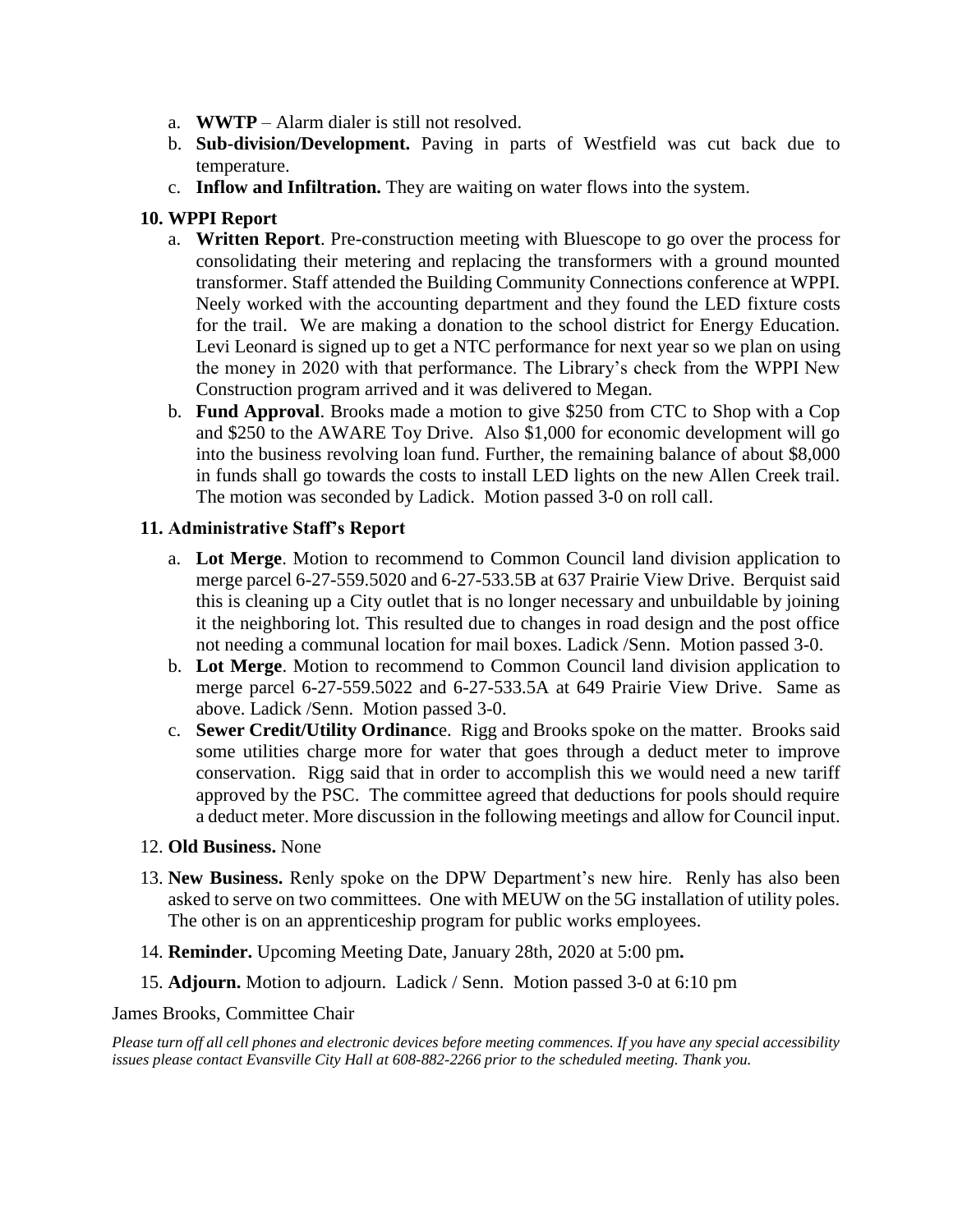a. **WWTP** – Alarm dialer is still not resolved.
b. **Sub-division/Development.** Paving in parts of Westfield was cut back due to temperature.
c. **Inflow and Infiltration.** They are waiting on water flows into the system.

**10. WPPI Report**

a. **Written Report**. Pre-construction meeting with Bluescope to go over the process for consolidating their metering and replacing the transformers with a ground mounted transformer. Staff attended the Building Community Connections conference at WPPI. Neely worked with the accounting department and they found the LED fixture costs for the trail. We are making a donation to the school district for Energy Education. Levi Leonard is signed up to get a NTC performance for next year so we plan on using the money in 2020 with that performance. The Library's check from the WPPI New Construction program arrived and it was delivered to Megan.
b. **Fund Approval**. Brooks made a motion to give $250 from CTC to Shop with a Cop and $250 to the AWARE Toy Drive. Also $1,000 for economic development will go into the business revolving loan fund. Further, the remaining balance of about $8,000 in funds shall go towards the costs to install LED lights on the new Allen Creek trail. The motion was seconded by Ladick. Motion passed 3-0 on roll call.

**11. Administrative Staff's Report**

a. **Lot Merge**. Motion to recommend to Common Council land division application to merge parcel 6-27-559.5020 and 6-27-533.5B at 637 Prairie View Drive. Berquist said this is cleaning up a City outlet that is no longer necessary and unbuildable by joining it the neighboring lot. This resulted due to changes in road design and the post office not needing a communal location for mail boxes. Ladick /Senn. Motion passed 3-0.
b. **Lot Merge**. Motion to recommend to Common Council land division application to merge parcel 6-27-559.5022 and 6-27-533.5A at 649 Prairie View Drive. Same as above. Ladick /Senn. Motion passed 3-0.
c. **Sewer Credit/Utility Ordinanc**e. Rigg and Brooks spoke on the matter. Brooks said some utilities charge more for water that goes through a deduct meter to improve conservation. Rigg said that in order to accomplish this we would need a new tariff approved by the PSC. The committee agreed that deductions for pools should require a deduct meter. More discussion in the following meetings and allow for Council input.

12. **Old Business.** None

13. **New Business.** Renly spoke on the DPW Department's new hire. Renly has also been asked to serve on two committees. One with MEUW on the 5G installation of utility poles. The other is on an apprenticeship program for public works employees.

14. **Reminder.** Upcoming Meeting Date, January 28th, 2020 at 5:00 pm**.**

15. **Adjourn.** Motion to adjourn. Ladick / Senn. Motion passed 3-0 at 6:10 pm

James Brooks, Committee Chair

*Please turn off all cell phones and electronic devices before meeting commences. If you have any special accessibility issues please contact Evansville City Hall at 608-882-2266 prior to the scheduled meeting. Thank you.*